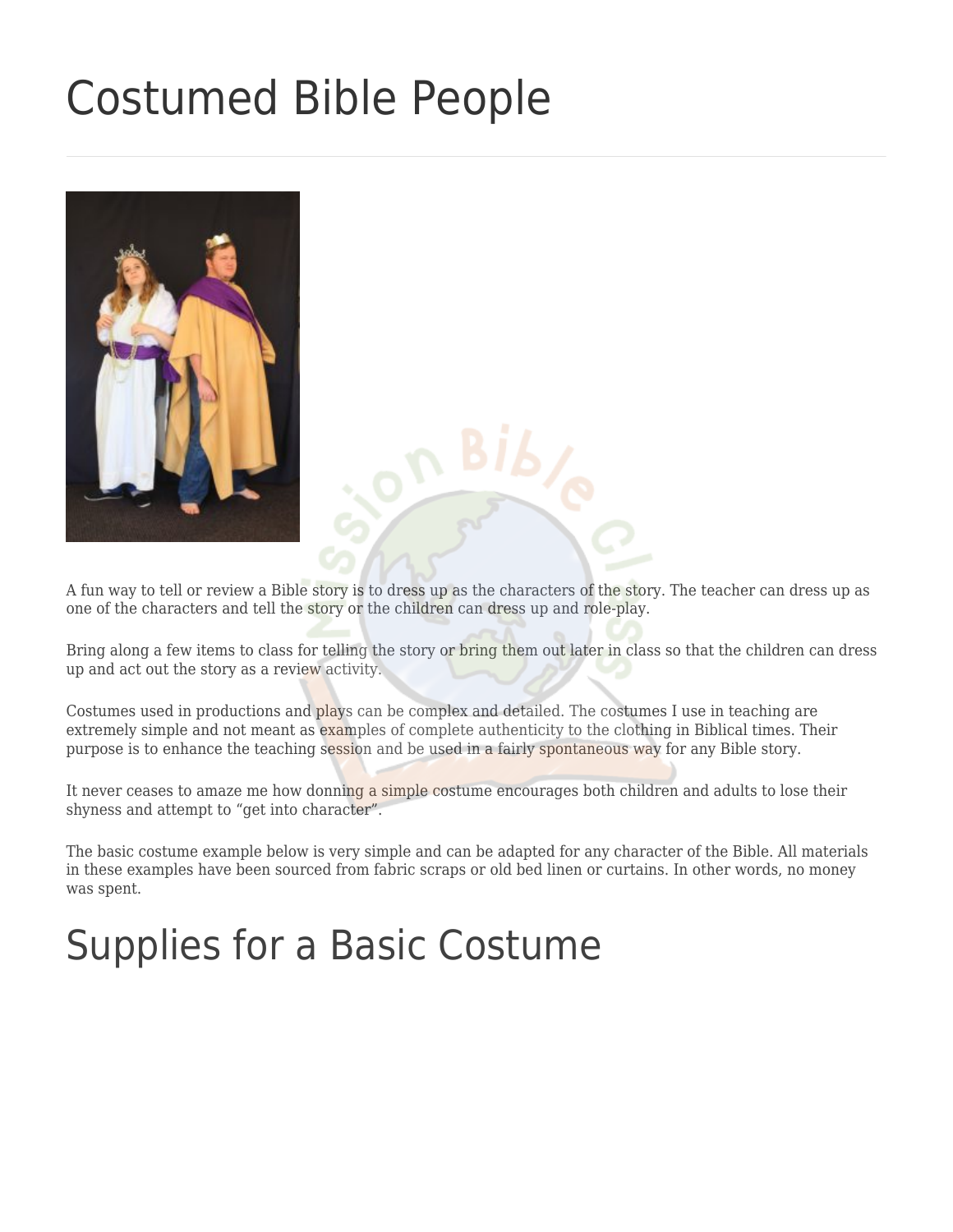# Costumed Bible People

A fun way to tell or review a Bible story is to dress up as the characters of the story. The teacher can dress up as one of the characters and tell the story or the children can dress up and role-play.

Bring along a few items to class for telling the story or bring them out later in class so that the children can dress up and act out the story as a review activity.

Costumes used in productions and plays can be complex and detailed. The costumes I use in teaching are extremely simple and not meant as examples of complete authenticity to the clothing in Biblical times. Their purpose is to enhance the teaching session and be used in a fairly spontaneous way for any Bible story.

It never ceases to amaze me how donning a simple costume encourages both children and adults to lose their shyness and attempt to "get into character".

The basic costume example below is very simple and can be adapted for any character of the Bible. All materials in these examples have been sourced from fabric scraps or old bed linen or curtains. In other words, no money was spent.

# Supplies for a Basic Costume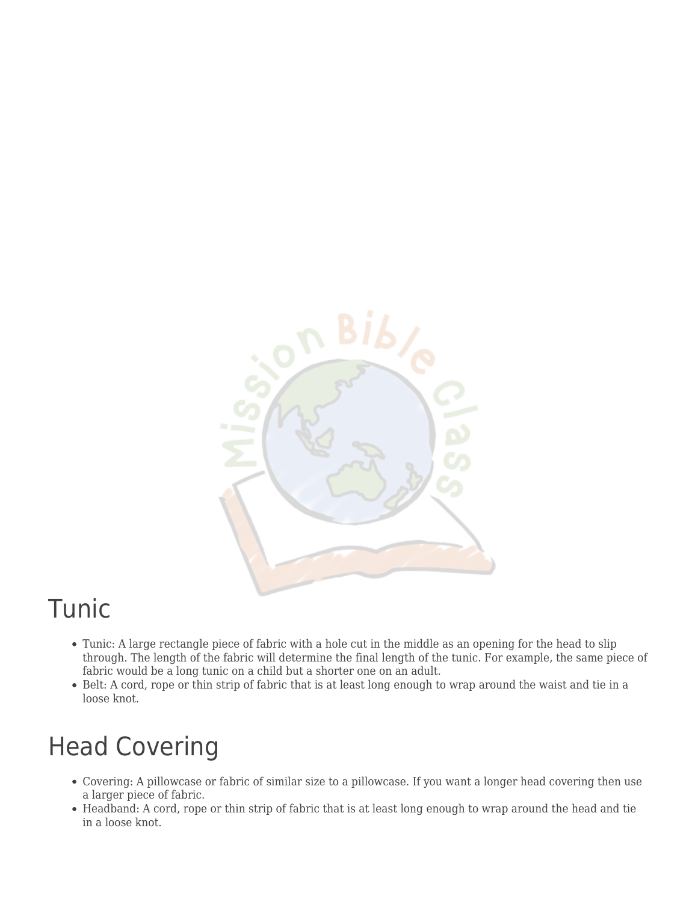## Tunic

- Tunic: A large rectangle piece of fabric with a hole cut in the middle as an opening for the head to slip through. The length of the fabric will determine the final length of the tunic. For example, the same piece of fabric would be a long tunic on a child but a shorter one on an adult.
- Belt: A cord, rope or thin strip of fabric that is at least long enough to wrap around the waist and tie in a loose knot.

## Head Covering

- Covering: A pillowcase or fabric of similar size to a pillowcase. If you want a longer head covering then use a larger piece of fabric.
- Headband: A cord, rope or thin strip of fabric that is at least long enough to wrap around the head and tie in a loose knot.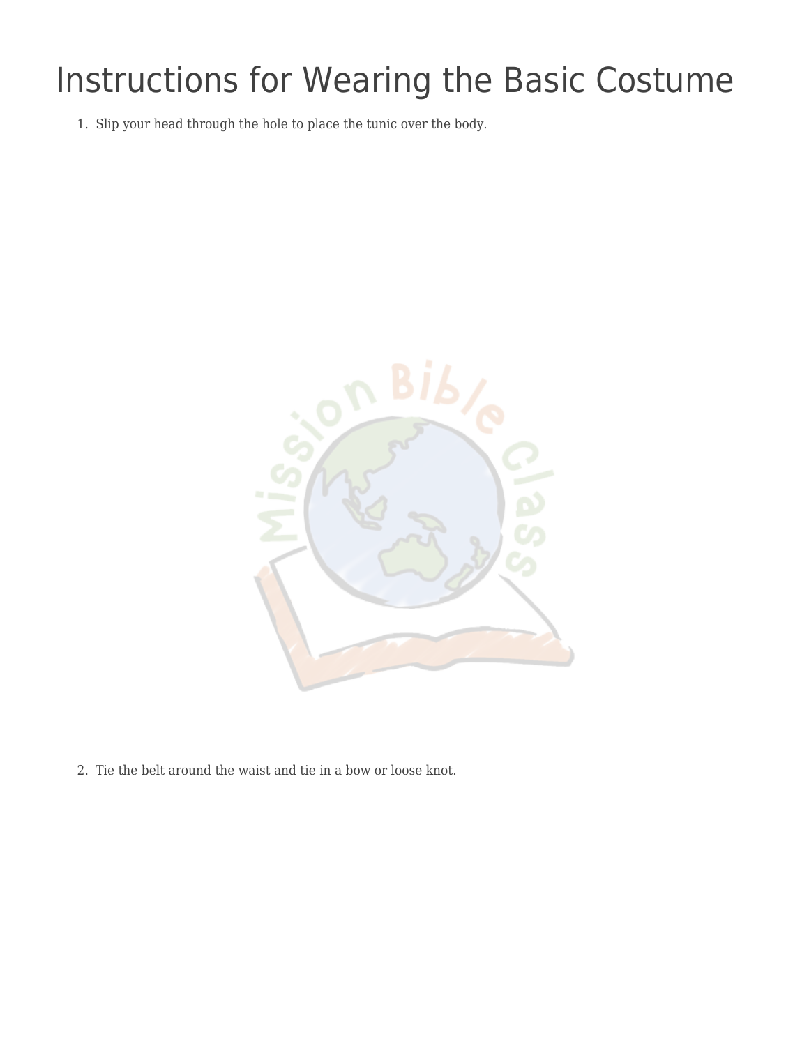# Instructions for Wearing the Basic Costume

1. Slip your head through the hole to place the tunic over the body.

2. Tie the belt around the waist and tie in a bow or loose knot.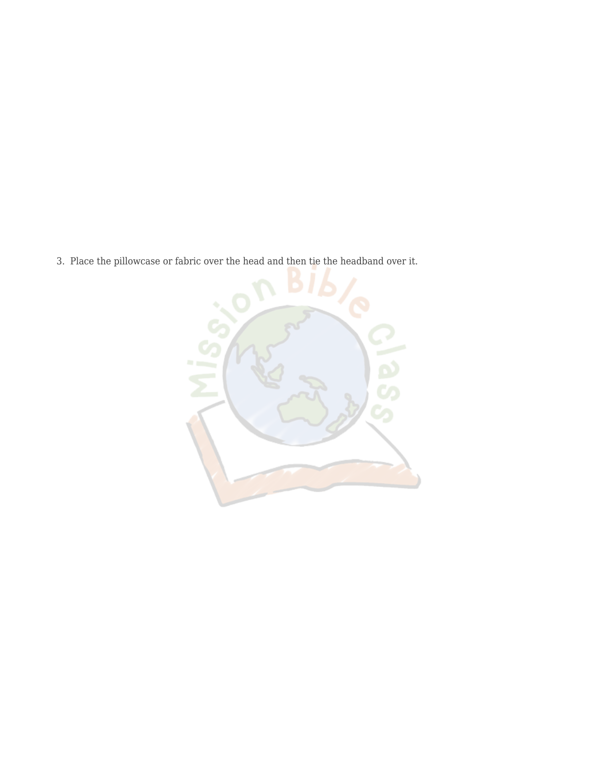3. Place the pillowcase or fabric over the head and then tie the headband over it.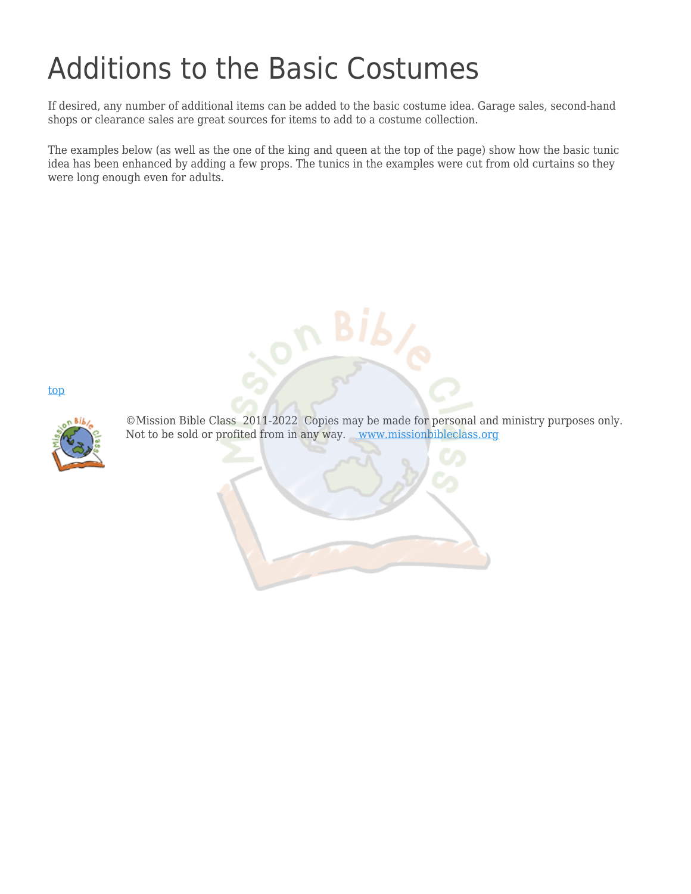# Additions to the Basic Costumes

If desired, any number of additional items can be added to the basic costume idea. Garage sales, second-hand shops or clearance sales are great sources for items to add to a costume collection.

The examples below (as well as the one of the king and queen at the top of the page) show how the basic tunic idea has been enhanced by adding a few props. The tunics in the examples were cut from old curtains so they were long enough even for adults.

top

©Mission Bible Class 2011-2022 Copies may be made for personal and ministry purposes only. Not to be sold or profited from in any way. www.missionbibleclass.org